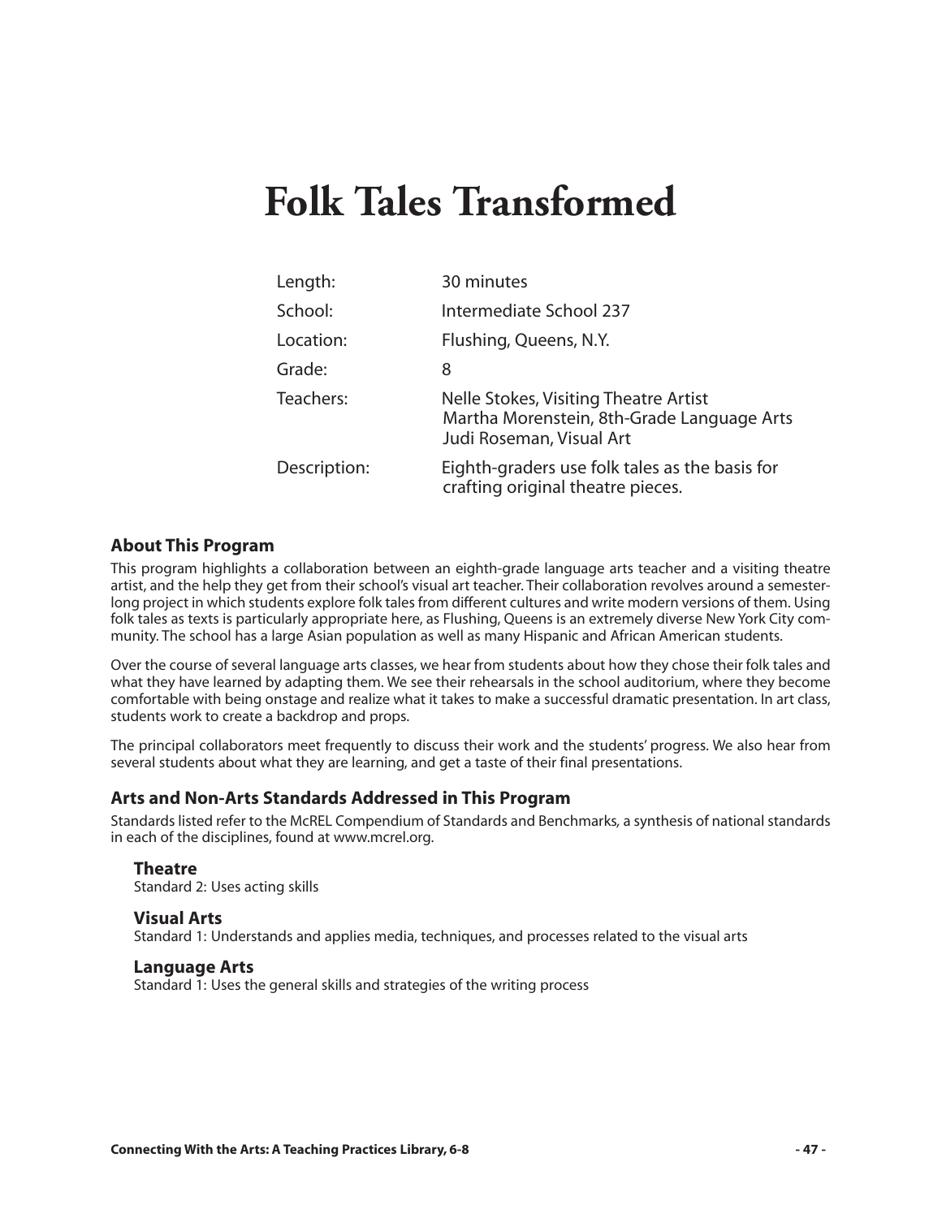# Folk Tales Transformed

| | |
|---|---|
| Length: | 30 minutes |
| School: | Intermediate School 237 |
| Location: | Flushing, Queens, N.Y. |
| Grade: | 8 |
| Teachers: | Nelle Stokes, Visiting Theatre Artist<br>Martha Morenstein, 8th-Grade Language Arts<br>Judi Roseman, Visual Art |
| Description: | Eighth-graders use folk tales as the basis for crafting original theatre pieces. |

## About This Program

This program highlights a collaboration between an eighth-grade language arts teacher and a visiting theatre artist, and the help they get from their school's visual art teacher. Their collaboration revolves around a semester-long project in which students explore folk tales from different cultures and write modern versions of them. Using folk tales as texts is particularly appropriate here, as Flushing, Queens is an extremely diverse New York City community. The school has a large Asian population as well as many Hispanic and African American students.

Over the course of several language arts classes, we hear from students about how they chose their folk tales and what they have learned by adapting them. We see their rehearsals in the school auditorium, where they become comfortable with being onstage and realize what it takes to make a successful dramatic presentation. In art class, students work to create a backdrop and props.

The principal collaborators meet frequently to discuss their work and the students' progress. We also hear from several students about what they are learning, and get a taste of their final presentations.

## Arts and Non-Arts Standards Addressed in This Program

Standards listed refer to the McREL Compendium of Standards and Benchmarks, a synthesis of national standards in each of the disciplines, found at www.mcrel.org.

### Theatre

Standard 2: Uses acting skills

### Visual Arts

Standard 1: Understands and applies media, techniques, and processes related to the visual arts

### Language Arts

Standard 1: Uses the general skills and strategies of the writing process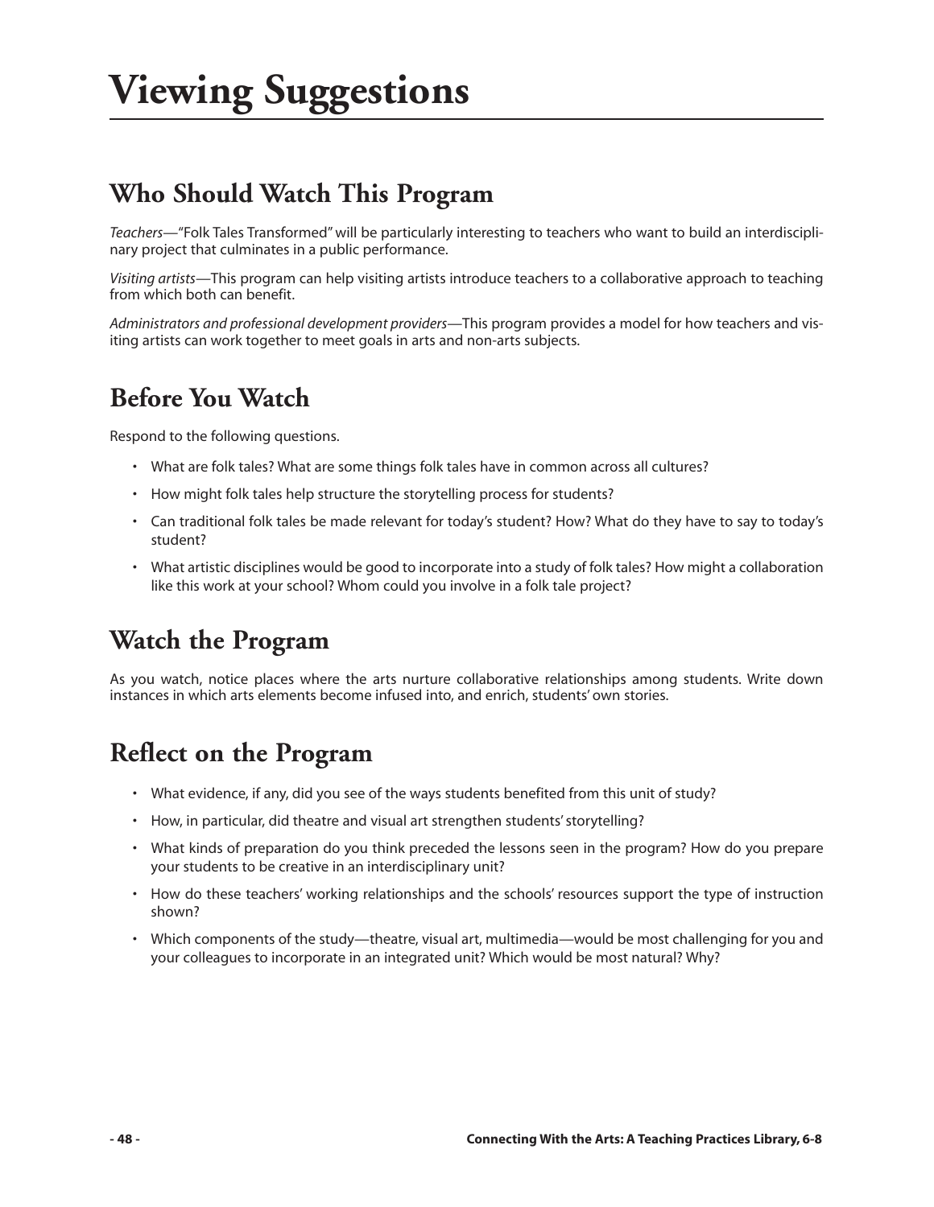# Viewing Suggestions

## Who Should Watch This Program

*Teachers*—"Folk Tales Transformed" will be particularly interesting to teachers who want to build an interdisciplinary project that culminates in a public performance.

*Visiting artists*—This program can help visiting artists introduce teachers to a collaborative approach to teaching from which both can benefit.

*Administrators and professional development providers*—This program provides a model for how teachers and visiting artists can work together to meet goals in arts and non-arts subjects.

## Before You Watch

Respond to the following questions.

- What are folk tales? What are some things folk tales have in common across all cultures?
- How might folk tales help structure the storytelling process for students?
- Can traditional folk tales be made relevant for today's student? How? What do they have to say to today's student?
- What artistic disciplines would be good to incorporate into a study of folk tales? How might a collaboration like this work at your school? Whom could you involve in a folk tale project?

## Watch the Program

As you watch, notice places where the arts nurture collaborative relationships among students. Write down instances in which arts elements become infused into, and enrich, students' own stories.

## Reflect on the Program

- What evidence, if any, did you see of the ways students benefited from this unit of study?
- How, in particular, did theatre and visual art strengthen students' storytelling?
- What kinds of preparation do you think preceded the lessons seen in the program? How do you prepare your students to be creative in an interdisciplinary unit?
- How do these teachers' working relationships and the schools' resources support the type of instruction shown?
- Which components of the study—theatre, visual art, multimedia—would be most challenging for you and your colleagues to incorporate in an integrated unit? Which would be most natural? Why?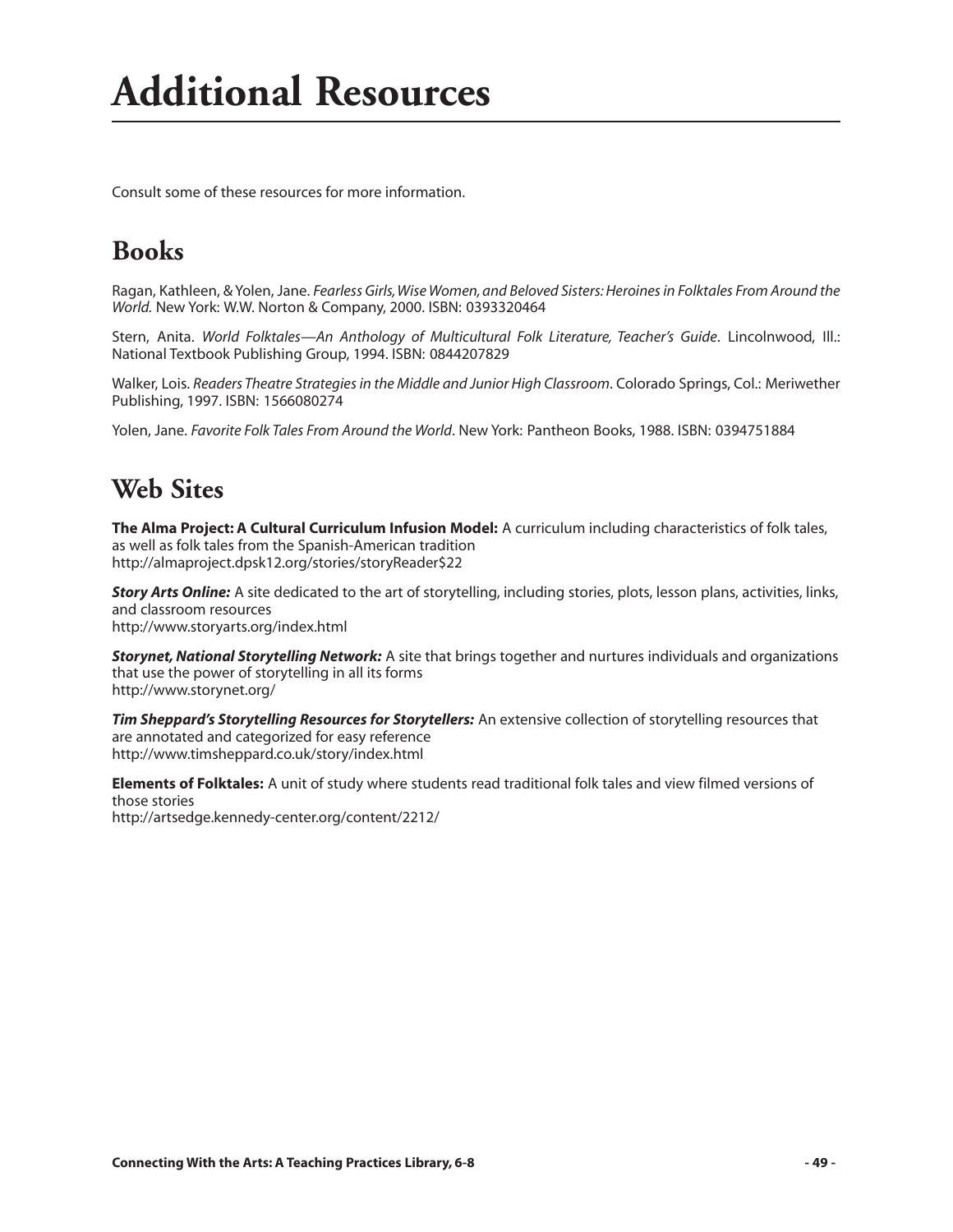# Additional Resources

Consult some of these resources for more information.

## Books

Ragan, Kathleen, & Yolen, Jane. *Fearless Girls, Wise Women, and Beloved Sisters: Heroines in Folktales From Around the World.* New York: W.W. Norton & Company, 2000. ISBN: 0393320464

Stern, Anita. *World Folktales—An Anthology of Multicultural Folk Literature, Teacher's Guide*. Lincolnwood, Ill.: National Textbook Publishing Group, 1994. ISBN: 0844207829

Walker, Lois. *Readers Theatre Strategies in the Middle and Junior High Classroom*. Colorado Springs, Col.: Meriwether Publishing, 1997. ISBN: 1566080274

Yolen, Jane. *Favorite Folk Tales From Around the World*. New York: Pantheon Books, 1988. ISBN: 0394751884

## Web Sites

**The Alma Project: A Cultural Curriculum Infusion Model:** A curriculum including characteristics of folk tales, as well as folk tales from the Spanish-American tradition
http://almaproject.dpsk12.org/stories/storyReader$22

***Story Arts Online:*** A site dedicated to the art of storytelling, including stories, plots, lesson plans, activities, links, and classroom resources
http://www.storyarts.org/index.html

***Storynet, National Storytelling Network:*** A site that brings together and nurtures individuals and organizations that use the power of storytelling in all its forms
http://www.storynet.org/

***Tim Sheppard's Storytelling Resources for Storytellers:*** An extensive collection of storytelling resources that are annotated and categorized for easy reference
http://www.timsheppard.co.uk/story/index.html

**Elements of Folktales:** A unit of study where students read traditional folk tales and view filmed versions of those stories
http://artsedge.kennedy-center.org/content/2212/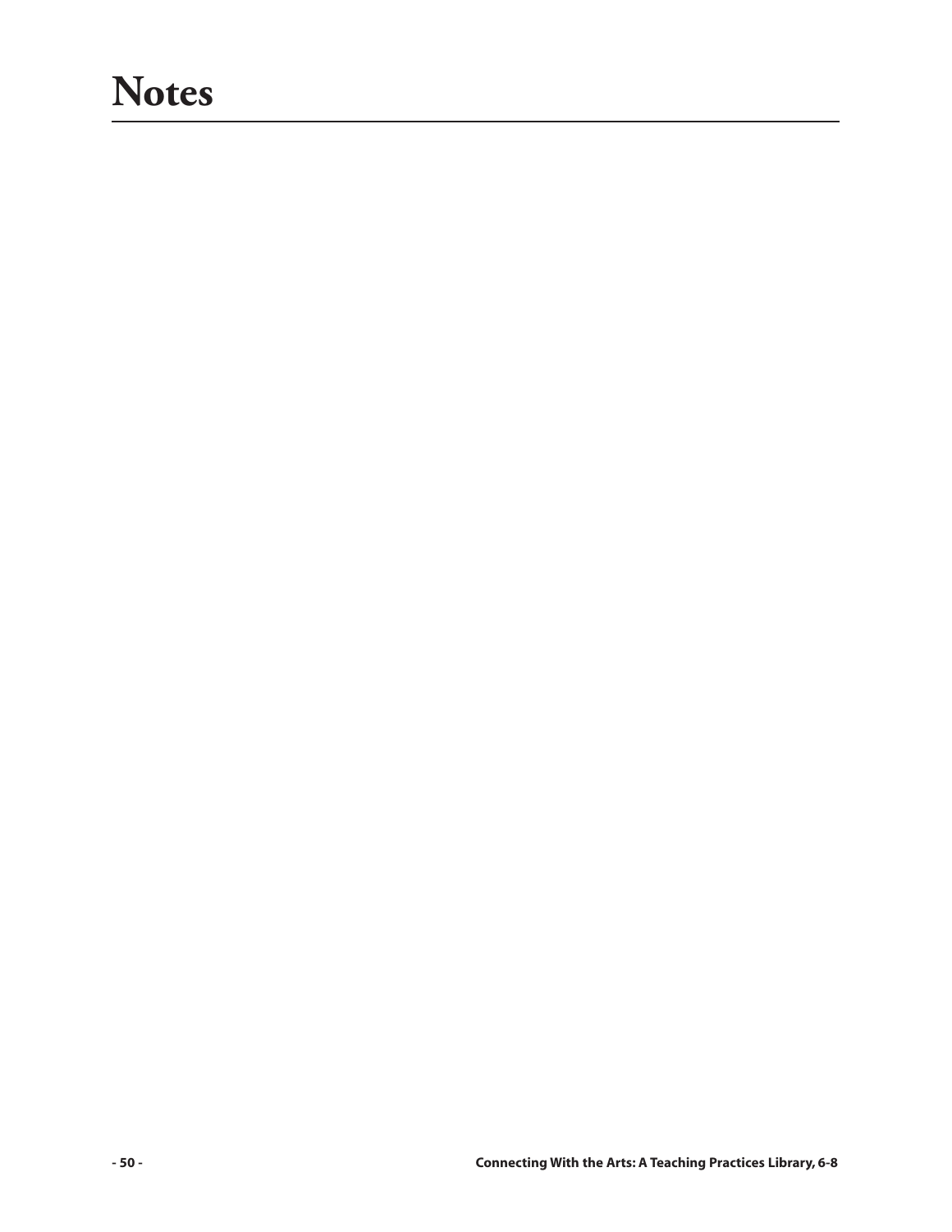# Notes